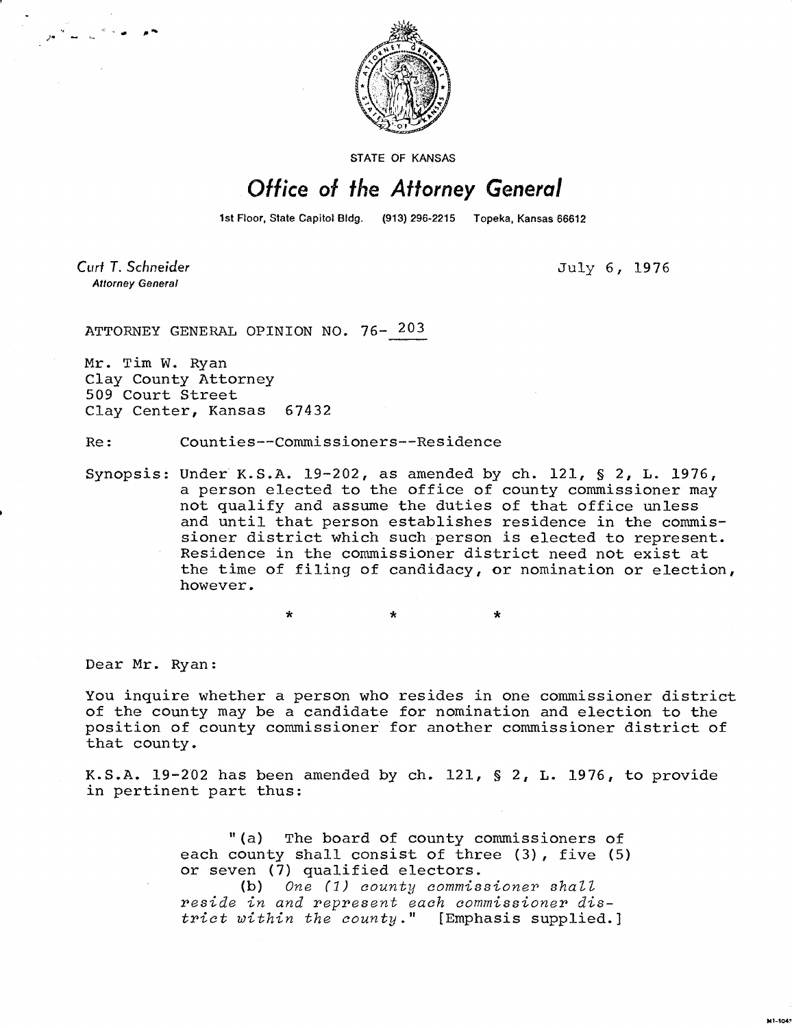STATE OF KANSAS

# Office of the Attorney General

1st Floor, State Capitol Bldg. (913) 296-2215 Topeka, Kansas 66612

Curt T. Schneider
Attorney General

July 6, 1976

ATTORNEY GENERAL OPINION NO. 76-203

Mr. Tim W. Ryan
Clay County Attorney
509 Court Street
Clay Center, Kansas 67432

Re: Counties--Commissioners--Residence

Synopsis: Under K.S.A. 19-202, as amended by ch. 121, § 2, L. 1976, a person elected to the office of county commissioner may not qualify and assume the duties of that office unless and until that person establishes residence in the commissioner district which such person is elected to represent. Residence in the commissioner district need not exist at the time of filing of candidacy, or nomination or election, however.

\* \* \*

Dear Mr. Ryan:

You inquire whether a person who resides in one commissioner district of the county may be a candidate for nomination and election to the position of county commissioner for another commissioner district of that county.

K.S.A. 19-202 has been amended by ch. 121, § 2, L. 1976, to provide in pertinent part thus:

> "(a) The board of county commissioners of each county shall consist of three (3), five (5) or seven (7) qualified electors.
> (b) *One (1) county commissioner shall reside in and represent each commissioner district within the county.*" [Emphasis supplied.]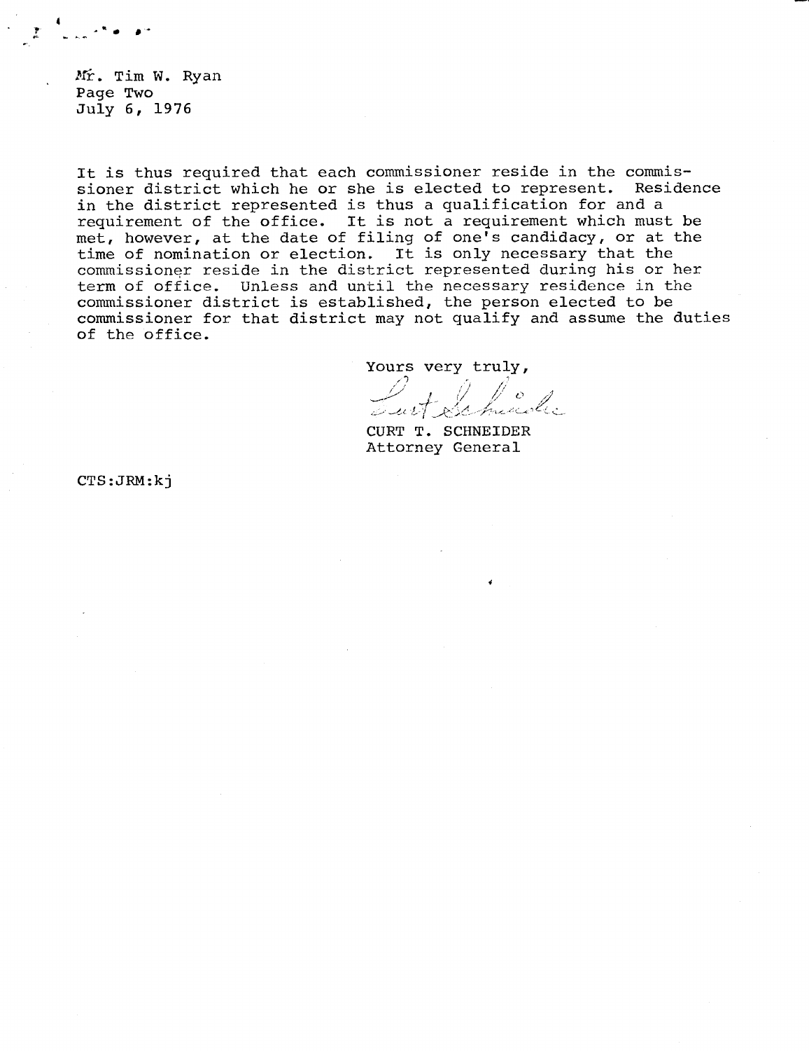Mr. Tim W. Ryan
Page Two
July 6, 1976

It is thus required that each commissioner reside in the commissioner district which he or she is elected to represent. Residence in the district represented is thus a qualification for and a requirement of the office. It is not a requirement which must be met, however, at the date of filing of one's candidacy, or at the time of nomination or election. It is only necessary that the commissioner reside in the district represented during his or her term of office. Unless and until the necessary residence in the commissioner district is established, the person elected to be commissioner for that district may not qualify and assume the duties of the office.

Yours very truly,

CURT T. SCHNEIDER
Attorney General

CTS:JRM:kj